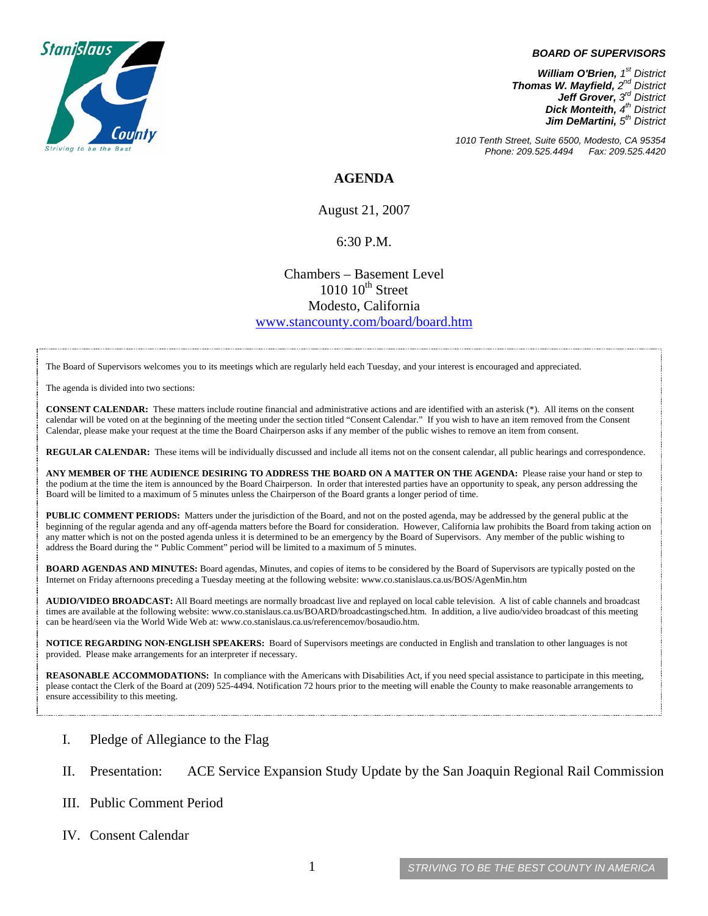**BOARD OF SUPERVISORS**

***William O'Brien,** 1st District*
***Thomas W. Mayfield,** 2nd District*
***Jeff Grover,** 3rd District*
***Dick Monteith,** 4th District*
***Jim DeMartini,** 5th District*

*1010 Tenth Street, Suite 6500, Modesto, CA 95354*
*Phone: 209.525.4494 Fax: 209.525.4420*

# AGENDA

August 21, 2007

6:30 P.M.

Chambers – Basement Level
1010 10th Street
Modesto, California
www.stancounty.com/board/board.htm

The Board of Supervisors welcomes you to its meetings which are regularly held each Tuesday, and your interest is encouraged and appreciated.

The agenda is divided into two sections:

**CONSENT CALENDAR:** These matters include routine financial and administrative actions and are identified with an asterisk (*). All items on the consent calendar will be voted on at the beginning of the meeting under the section titled "Consent Calendar." If you wish to have an item removed from the Consent Calendar, please make your request at the time the Board Chairperson asks if any member of the public wishes to remove an item from consent.

**REGULAR CALENDAR:** These items will be individually discussed and include all items not on the consent calendar, all public hearings and correspondence.

**ANY MEMBER OF THE AUDIENCE DESIRING TO ADDRESS THE BOARD ON A MATTER ON THE AGENDA:** Please raise your hand or step to the podium at the time the item is announced by the Board Chairperson. In order that interested parties have an opportunity to speak, any person addressing the Board will be limited to a maximum of 5 minutes unless the Chairperson of the Board grants a longer period of time.

**PUBLIC COMMENT PERIODS:** Matters under the jurisdiction of the Board, and not on the posted agenda, may be addressed by the general public at the beginning of the regular agenda and any off-agenda matters before the Board for consideration. However, California law prohibits the Board from taking action on any matter which is not on the posted agenda unless it is determined to be an emergency by the Board of Supervisors. Any member of the public wishing to address the Board during the " Public Comment" period will be limited to a maximum of 5 minutes.

**BOARD AGENDAS AND MINUTES:** Board agendas, Minutes, and copies of items to be considered by the Board of Supervisors are typically posted on the Internet on Friday afternoons preceding a Tuesday meeting at the following website: www.co.stanislaus.ca.us/BOS/AgenMin.htm

**AUDIO/VIDEO BROADCAST:** All Board meetings are normally broadcast live and replayed on local cable television. A list of cable channels and broadcast times are available at the following website: www.co.stanislaus.ca.us/BOARD/broadcastingsched.htm. In addition, a live audio/video broadcast of this meeting can be heard/seen via the World Wide Web at: www.co.stanislaus.ca.us/referencemov/bosaudio.htm.

**NOTICE REGARDING NON-ENGLISH SPEAKERS:** Board of Supervisors meetings are conducted in English and translation to other languages is not provided. Please make arrangements for an interpreter if necessary.

**REASONABLE ACCOMMODATIONS:** In compliance with the Americans with Disabilities Act, if you need special assistance to participate in this meeting, please contact the Clerk of the Board at (209) 525-4494. Notification 72 hours prior to the meeting will enable the County to make reasonable arrangements to ensure accessibility to this meeting.

I. Pledge of Allegiance to the Flag

II. Presentation: ACE Service Expansion Study Update by the San Joaquin Regional Rail Commission

III. Public Comment Period

IV. Consent Calendar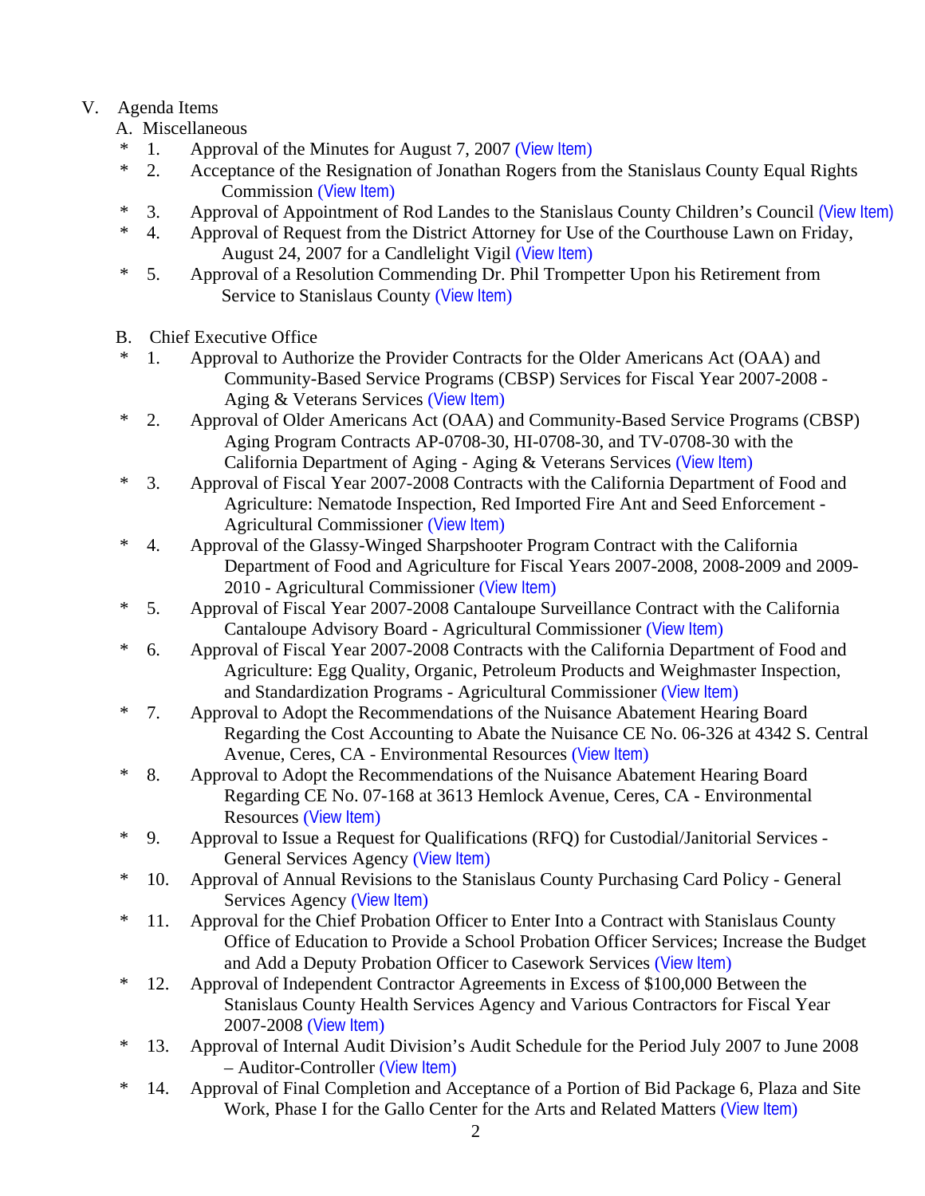V. Agenda Items

A. Miscellaneous

* 1. Approval of the Minutes for August 7, 2007 (View Item)
* 2. Acceptance of the Resignation of Jonathan Rogers from the Stanislaus County Equal Rights Commission (View Item)
* 3. Approval of Appointment of Rod Landes to the Stanislaus County Children's Council (View Item)
* 4. Approval of Request from the District Attorney for Use of the Courthouse Lawn on Friday, August 24, 2007 for a Candlelight Vigil (View Item)
* 5. Approval of a Resolution Commending Dr. Phil Trompetter Upon his Retirement from Service to Stanislaus County (View Item)

B. Chief Executive Office

* 1. Approval to Authorize the Provider Contracts for the Older Americans Act (OAA) and Community-Based Service Programs (CBSP) Services for Fiscal Year 2007-2008 - Aging & Veterans Services (View Item)
* 2. Approval of Older Americans Act (OAA) and Community-Based Service Programs (CBSP) Aging Program Contracts AP-0708-30, HI-0708-30, and TV-0708-30 with the California Department of Aging - Aging & Veterans Services (View Item)
* 3. Approval of Fiscal Year 2007-2008 Contracts with the California Department of Food and Agriculture: Nematode Inspection, Red Imported Fire Ant and Seed Enforcement - Agricultural Commissioner (View Item)
* 4. Approval of the Glassy-Winged Sharpshooter Program Contract with the California Department of Food and Agriculture for Fiscal Years 2007-2008, 2008-2009 and 2009-2010 - Agricultural Commissioner (View Item)
* 5. Approval of Fiscal Year 2007-2008 Cantaloupe Surveillance Contract with the California Cantaloupe Advisory Board - Agricultural Commissioner (View Item)
* 6. Approval of Fiscal Year 2007-2008 Contracts with the California Department of Food and Agriculture: Egg Quality, Organic, Petroleum Products and Weighmaster Inspection, and Standardization Programs - Agricultural Commissioner (View Item)
* 7. Approval to Adopt the Recommendations of the Nuisance Abatement Hearing Board Regarding the Cost Accounting to Abate the Nuisance CE No. 06-326 at 4342 S. Central Avenue, Ceres, CA - Environmental Resources (View Item)
* 8. Approval to Adopt the Recommendations of the Nuisance Abatement Hearing Board Regarding CE No. 07-168 at 3613 Hemlock Avenue, Ceres, CA - Environmental Resources (View Item)
* 9. Approval to Issue a Request for Qualifications (RFQ) for Custodial/Janitorial Services - General Services Agency (View Item)
* 10. Approval of Annual Revisions to the Stanislaus County Purchasing Card Policy - General Services Agency (View Item)
* 11. Approval for the Chief Probation Officer to Enter Into a Contract with Stanislaus County Office of Education to Provide a School Probation Officer Services; Increase the Budget and Add a Deputy Probation Officer to Casework Services (View Item)
* 12. Approval of Independent Contractor Agreements in Excess of $100,000 Between the Stanislaus County Health Services Agency and Various Contractors for Fiscal Year 2007-2008 (View Item)
* 13. Approval of Internal Audit Division's Audit Schedule for the Period July 2007 to June 2008 – Auditor-Controller (View Item)
* 14. Approval of Final Completion and Acceptance of a Portion of Bid Package 6, Plaza and Site Work, Phase I for the Gallo Center for the Arts and Related Matters (View Item)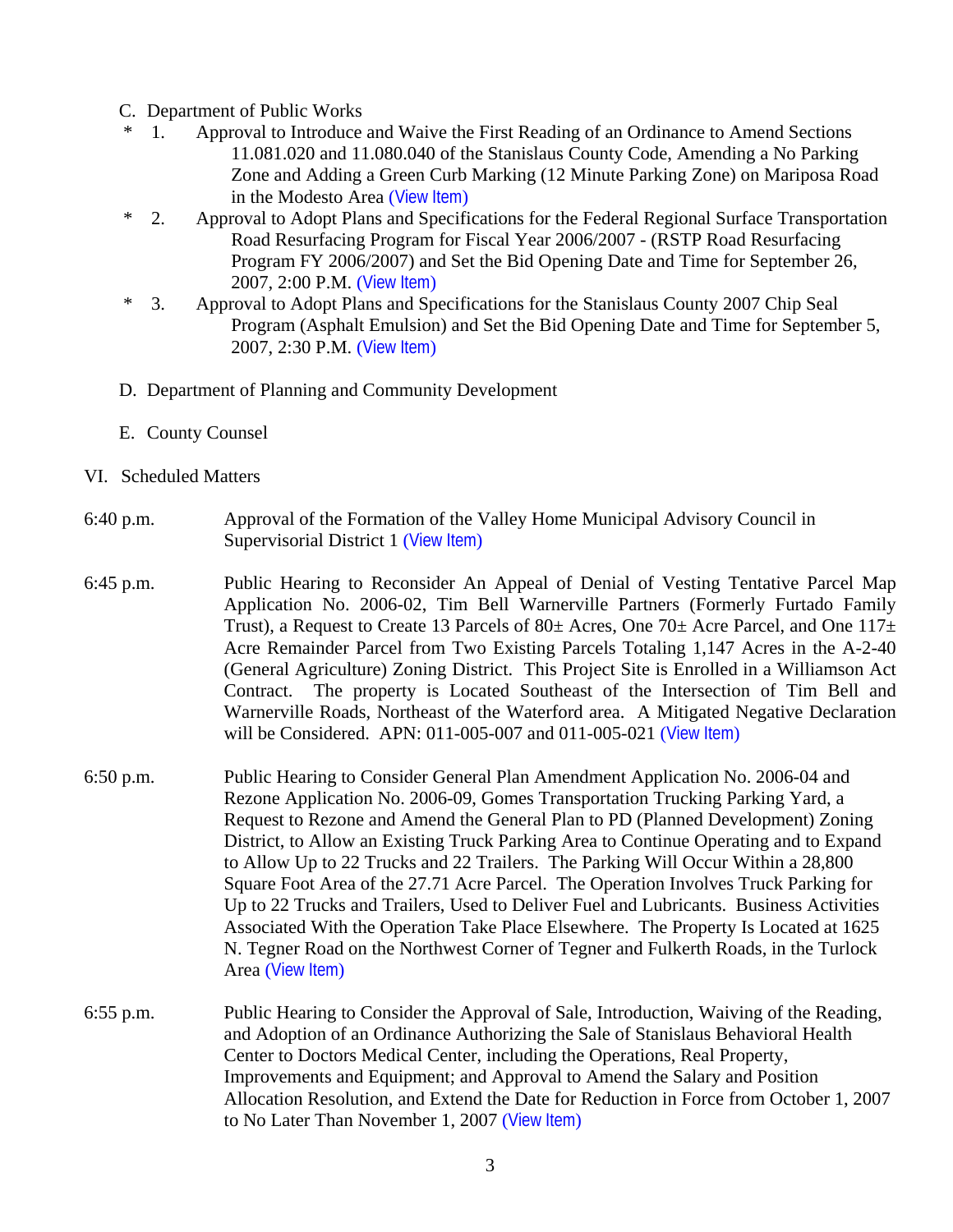C. Department of Public Works

\* 1. Approval to Introduce and Waive the First Reading of an Ordinance to Amend Sections 11.081.020 and 11.080.040 of the Stanislaus County Code, Amending a No Parking Zone and Adding a Green Curb Marking (12 Minute Parking Zone) on Mariposa Road in the Modesto Area (View Item)

\* 2. Approval to Adopt Plans and Specifications for the Federal Regional Surface Transportation Road Resurfacing Program for Fiscal Year 2006/2007 - (RSTP Road Resurfacing Program FY 2006/2007) and Set the Bid Opening Date and Time for September 26, 2007, 2:00 P.M. (View Item)

\* 3. Approval to Adopt Plans and Specifications for the Stanislaus County 2007 Chip Seal Program (Asphalt Emulsion) and Set the Bid Opening Date and Time for September 5, 2007, 2:30 P.M. (View Item)

D. Department of Planning and Community Development

E. County Counsel

VI. Scheduled Matters

6:40 p.m. Approval of the Formation of the Valley Home Municipal Advisory Council in Supervisorial District 1 (View Item)

6:45 p.m. Public Hearing to Reconsider An Appeal of Denial of Vesting Tentative Parcel Map Application No. 2006-02, Tim Bell Warnerville Partners (Formerly Furtado Family Trust), a Request to Create 13 Parcels of 80± Acres, One 70± Acre Parcel, and One 117± Acre Remainder Parcel from Two Existing Parcels Totaling 1,147 Acres in the A-2-40 (General Agriculture) Zoning District. This Project Site is Enrolled in a Williamson Act Contract. The property is Located Southeast of the Intersection of Tim Bell and Warnerville Roads, Northeast of the Waterford area. A Mitigated Negative Declaration will be Considered. APN: 011-005-007 and 011-005-021 (View Item)

6:50 p.m. Public Hearing to Consider General Plan Amendment Application No. 2006-04 and Rezone Application No. 2006-09, Gomes Transportation Trucking Parking Yard, a Request to Rezone and Amend the General Plan to PD (Planned Development) Zoning District, to Allow an Existing Truck Parking Area to Continue Operating and to Expand to Allow Up to 22 Trucks and 22 Trailers. The Parking Will Occur Within a 28,800 Square Foot Area of the 27.71 Acre Parcel. The Operation Involves Truck Parking for Up to 22 Trucks and Trailers, Used to Deliver Fuel and Lubricants. Business Activities Associated With the Operation Take Place Elsewhere. The Property Is Located at 1625 N. Tegner Road on the Northwest Corner of Tegner and Fulkerth Roads, in the Turlock Area (View Item)

6:55 p.m. Public Hearing to Consider the Approval of Sale, Introduction, Waiving of the Reading, and Adoption of an Ordinance Authorizing the Sale of Stanislaus Behavioral Health Center to Doctors Medical Center, including the Operations, Real Property, Improvements and Equipment; and Approval to Amend the Salary and Position Allocation Resolution, and Extend the Date for Reduction in Force from October 1, 2007 to No Later Than November 1, 2007 (View Item)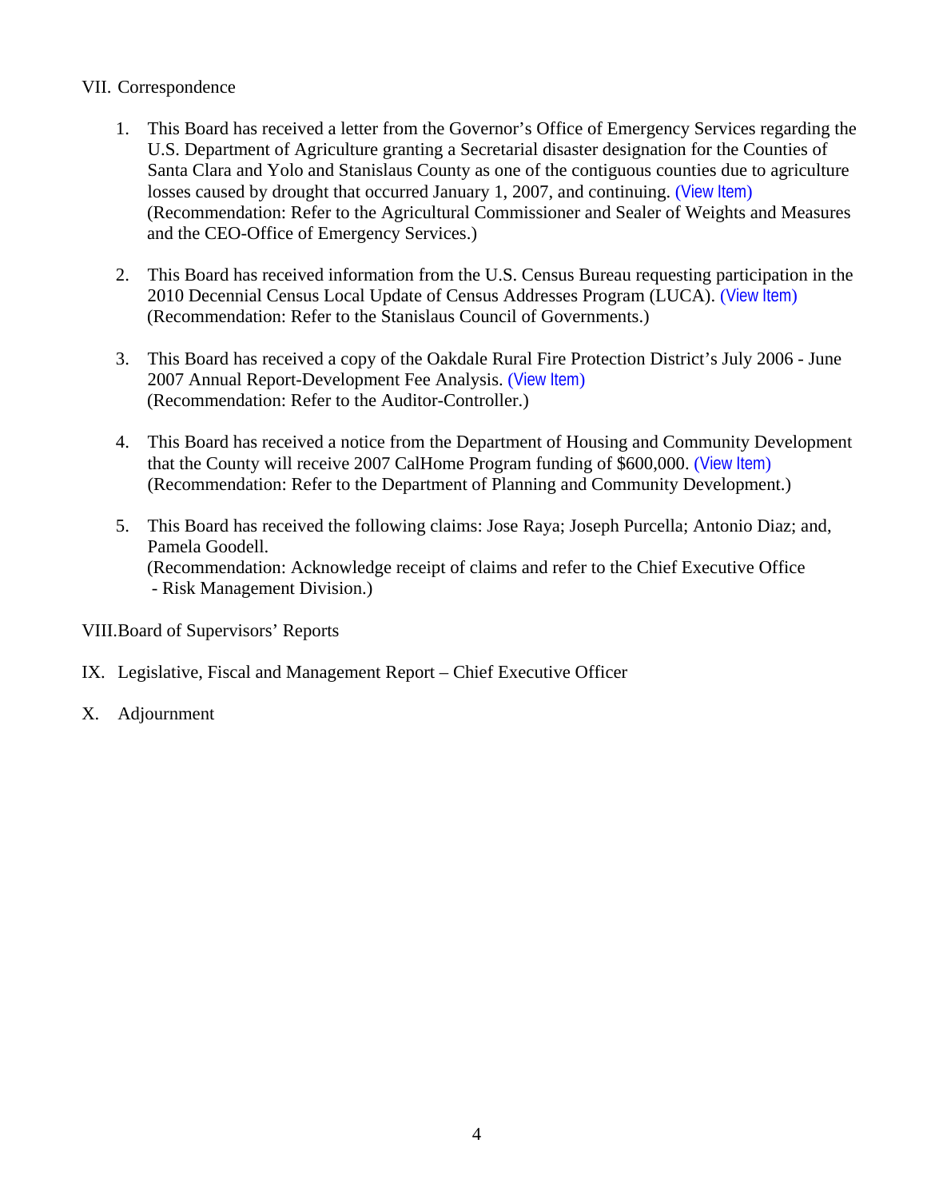VII. Correspondence

1. This Board has received a letter from the Governor's Office of Emergency Services regarding the U.S. Department of Agriculture granting a Secretarial disaster designation for the Counties of Santa Clara and Yolo and Stanislaus County as one of the contiguous counties due to agriculture losses caused by drought that occurred January 1, 2007, and continuing. (View Item)
   (Recommendation: Refer to the Agricultural Commissioner and Sealer of Weights and Measures and the CEO-Office of Emergency Services.)

2. This Board has received information from the U.S. Census Bureau requesting participation in the 2010 Decennial Census Local Update of Census Addresses Program (LUCA). (View Item)
   (Recommendation: Refer to the Stanislaus Council of Governments.)

3. This Board has received a copy of the Oakdale Rural Fire Protection District's July 2006 - June 2007 Annual Report-Development Fee Analysis. (View Item)
   (Recommendation: Refer to the Auditor-Controller.)

4. This Board has received a notice from the Department of Housing and Community Development that the County will receive 2007 CalHome Program funding of $600,000. (View Item)
   (Recommendation: Refer to the Department of Planning and Community Development.)

5. This Board has received the following claims: Jose Raya; Joseph Purcella; Antonio Diaz; and, Pamela Goodell.
   (Recommendation: Acknowledge receipt of claims and refer to the Chief Executive Office - Risk Management Division.)

VIII. Board of Supervisors' Reports

IX. Legislative, Fiscal and Management Report – Chief Executive Officer

X. Adjournment